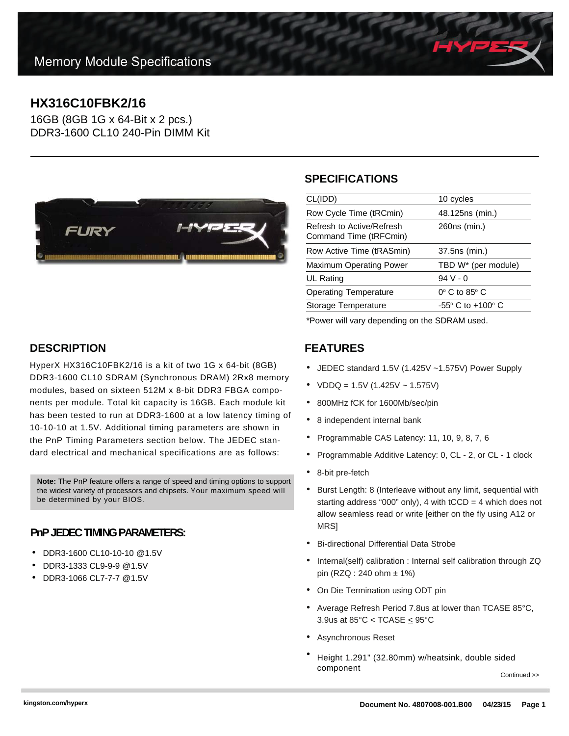Memory Module Specifications

# HX316C10FBK2/16

16GB (8GB 1G x 64-Bit x 2 pcs.)
DDR3-1600 CL10 240-Pin DIMM Kit

## SPECIFICATIONS

| | |
|---|---|
| CL(IDD) | 10 cycles |
| Row Cycle Time (tRCmin) | 48.125ns (min.) |
| Refresh to Active/Refresh Command Time (tRFCmin) | 260ns (min.) |
| Row Active Time (tRASmin) | 37.5ns (min.) |
| Maximum Operating Power | TBD W* (per module) |
| UL Rating | 94 V - 0 |
| Operating Temperature | 0° C to 85° C |
| Storage Temperature | -55° C to +100° C |

*Power will vary depending on the SDRAM used.

## DESCRIPTION

HyperX HX316C10FBK2/16 is a kit of two 1G x 64-bit (8GB) DDR3-1600 CL10 SDRAM (Synchronous DRAM) 2Rx8 memory modules, based on sixteen 512M x 8-bit DDR3 FBGA components per module. Total kit capacity is 16GB. Each module kit has been tested to run at DDR3-1600 at a low latency timing of 10-10-10 at 1.5V. Additional timing parameters are shown in the PnP Timing Parameters section below. The JEDEC standard electrical and mechanical specifications are as follows:

**Note:** The PnP feature offers a range of speed and timing options to support the widest variety of processors and chipsets. Your maximum speed will be determined by your BIOS.

### PnP JEDEC TIMING PARAMETERS:

- DDR3-1600 CL10-10-10 @1.5V
- DDR3-1333 CL9-9-9 @1.5V
- DDR3-1066 CL7-7-7 @1.5V

## FEATURES

- JEDEC standard 1.5V (1.425V ~1.575V) Power Supply
- VDDQ = 1.5V (1.425V ~ 1.575V)
- 800MHz fCK for 1600Mb/sec/pin
- 8 independent internal bank
- Programmable CAS Latency: 11, 10, 9, 8, 7, 6
- Programmable Additive Latency: 0, CL - 2, or CL - 1 clock
- 8-bit pre-fetch
- Burst Length: 8 (Interleave without any limit, sequential with starting address “000” only), 4 with tCCD = 4 which does not allow seamless read or write [either on the fly using A12 or MRS]
- Bi-directional Differential Data Strobe
- Internal(self) calibration : Internal self calibration through ZQ pin (RZQ : 240 ohm ± 1%)
- On Die Termination using ODT pin
- Average Refresh Period 7.8us at lower than TCASE 85°C, 3.9us at 85°C < TCASE ≤ 95°C
- Asynchronous Reset
- Height 1.291” (32.80mm) w/heatsink, double sided component

Continued >>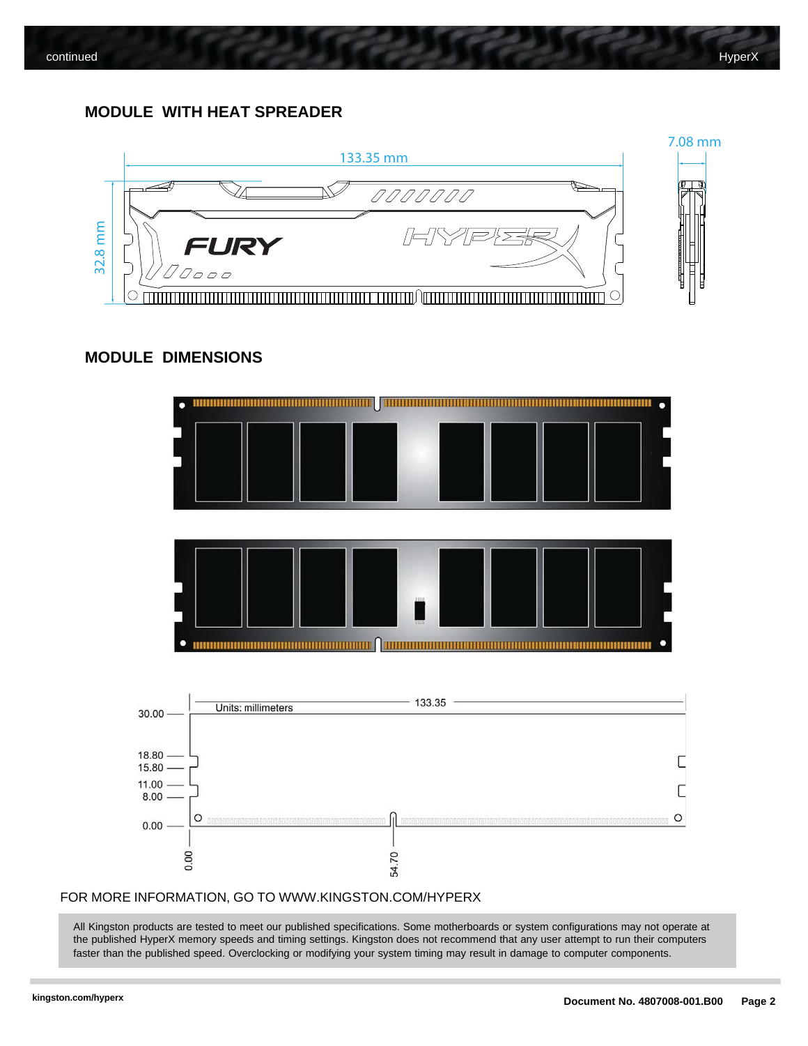## MODULE WITH HEAT SPREADER

133.35 mm

7.08 mm

32.8 mm

## MODULE DIMENSIONS

Units: millimeters

133.35

30.00

18.80

15.80

11.00

8.00

0.00

0.00

54.70

FOR MORE INFORMATION, GO TO WWW.KINGSTON.COM/HYPERX

All Kingston products are tested to meet our published specifications. Some motherboards or system configurations may not operate at the published HyperX memory speeds and timing settings. Kingston does not recommend that any user attempt to run their computers faster than the published speed. Overclocking or modifying your system timing may result in damage to computer components.

kingston.com/hyperx

Document No. 4807008-001.B00